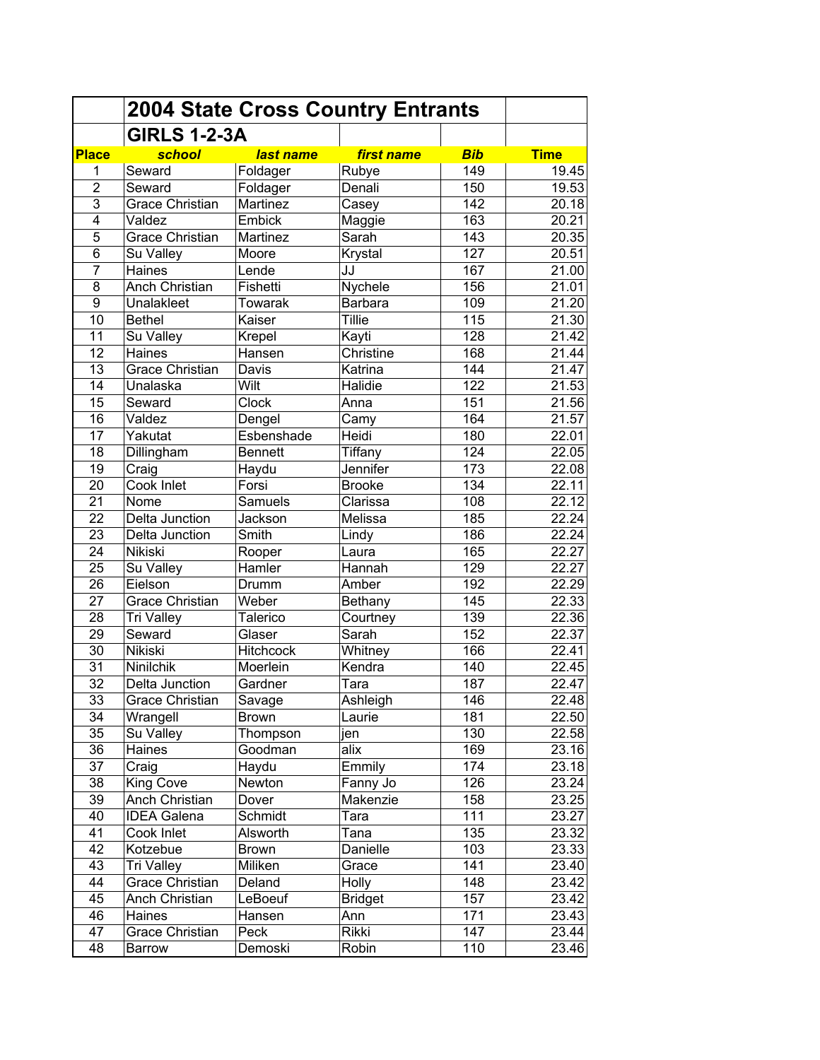# 2004 State Cross Country Entrants

## GIRLS 1-2-3A

| Place | school | last name | first name | Bib | Time |
|---|---|---|---|---|---|
| 1 | Seward | Foldager | Rubye | 149 | 19.45 |
| 2 | Seward | Foldager | Denali | 150 | 19.53 |
| 3 | Grace Christian | Martinez | Casey | 142 | 20.18 |
| 4 | Valdez | Embick | Maggie | 163 | 20.21 |
| 5 | Grace Christian | Martinez | Sarah | 143 | 20.35 |
| 6 | Su Valley | Moore | Krystal | 127 | 20.51 |
| 7 | Haines | Lende | JJ | 167 | 21.00 |
| 8 | Anch Christian | Fishetti | Nychele | 156 | 21.01 |
| 9 | Unalakleet | Towarak | Barbara | 109 | 21.20 |
| 10 | Bethel | Kaiser | Tillie | 115 | 21.30 |
| 11 | Su Valley | Krepel | Kayti | 128 | 21.42 |
| 12 | Haines | Hansen | Christine | 168 | 21.44 |
| 13 | Grace Christian | Davis | Katrina | 144 | 21.47 |
| 14 | Unalaska | Wilt | Halidie | 122 | 21.53 |
| 15 | Seward | Clock | Anna | 151 | 21.56 |
| 16 | Valdez | Dengel | Camy | 164 | 21.57 |
| 17 | Yakutat | Esbenshade | Heidi | 180 | 22.01 |
| 18 | Dillingham | Bennett | Tiffany | 124 | 22.05 |
| 19 | Craig | Haydu | Jennifer | 173 | 22.08 |
| 20 | Cook Inlet | Forsi | Brooke | 134 | 22.11 |
| 21 | Nome | Samuels | Clarissa | 108 | 22.12 |
| 22 | Delta Junction | Jackson | Melissa | 185 | 22.24 |
| 23 | Delta Junction | Smith | Lindy | 186 | 22.24 |
| 24 | Nikiski | Rooper | Laura | 165 | 22.27 |
| 25 | Su Valley | Hamler | Hannah | 129 | 22.27 |
| 26 | Eielson | Drumm | Amber | 192 | 22.29 |
| 27 | Grace Christian | Weber | Bethany | 145 | 22.33 |
| 28 | Tri Valley | Talerico | Courtney | 139 | 22.36 |
| 29 | Seward | Glaser | Sarah | 152 | 22.37 |
| 30 | Nikiski | Hitchcock | Whitney | 166 | 22.41 |
| 31 | Ninilchik | Moerlein | Kendra | 140 | 22.45 |
| 32 | Delta Junction | Gardner | Tara | 187 | 22.47 |
| 33 | Grace Christian | Savage | Ashleigh | 146 | 22.48 |
| 34 | Wrangell | Brown | Laurie | 181 | 22.50 |
| 35 | Su Valley | Thompson | jen | 130 | 22.58 |
| 36 | Haines | Goodman | alix | 169 | 23.16 |
| 37 | Craig | Haydu | Emmily | 174 | 23.18 |
| 38 | King Cove | Newton | Fanny Jo | 126 | 23.24 |
| 39 | Anch Christian | Dover | Makenzie | 158 | 23.25 |
| 40 | IDEA Galena | Schmidt | Tara | 111 | 23.27 |
| 41 | Cook Inlet | Alsworth | Tana | 135 | 23.32 |
| 42 | Kotzebue | Brown | Danielle | 103 | 23.33 |
| 43 | Tri Valley | Miliken | Grace | 141 | 23.40 |
| 44 | Grace Christian | Deland | Holly | 148 | 23.42 |
| 45 | Anch Christian | LeBoeuf | Bridget | 157 | 23.42 |
| 46 | Haines | Hansen | Ann | 171 | 23.43 |
| 47 | Grace Christian | Peck | Rikki | 147 | 23.44 |
| 48 | Barrow | Demoski | Robin | 110 | 23.46 |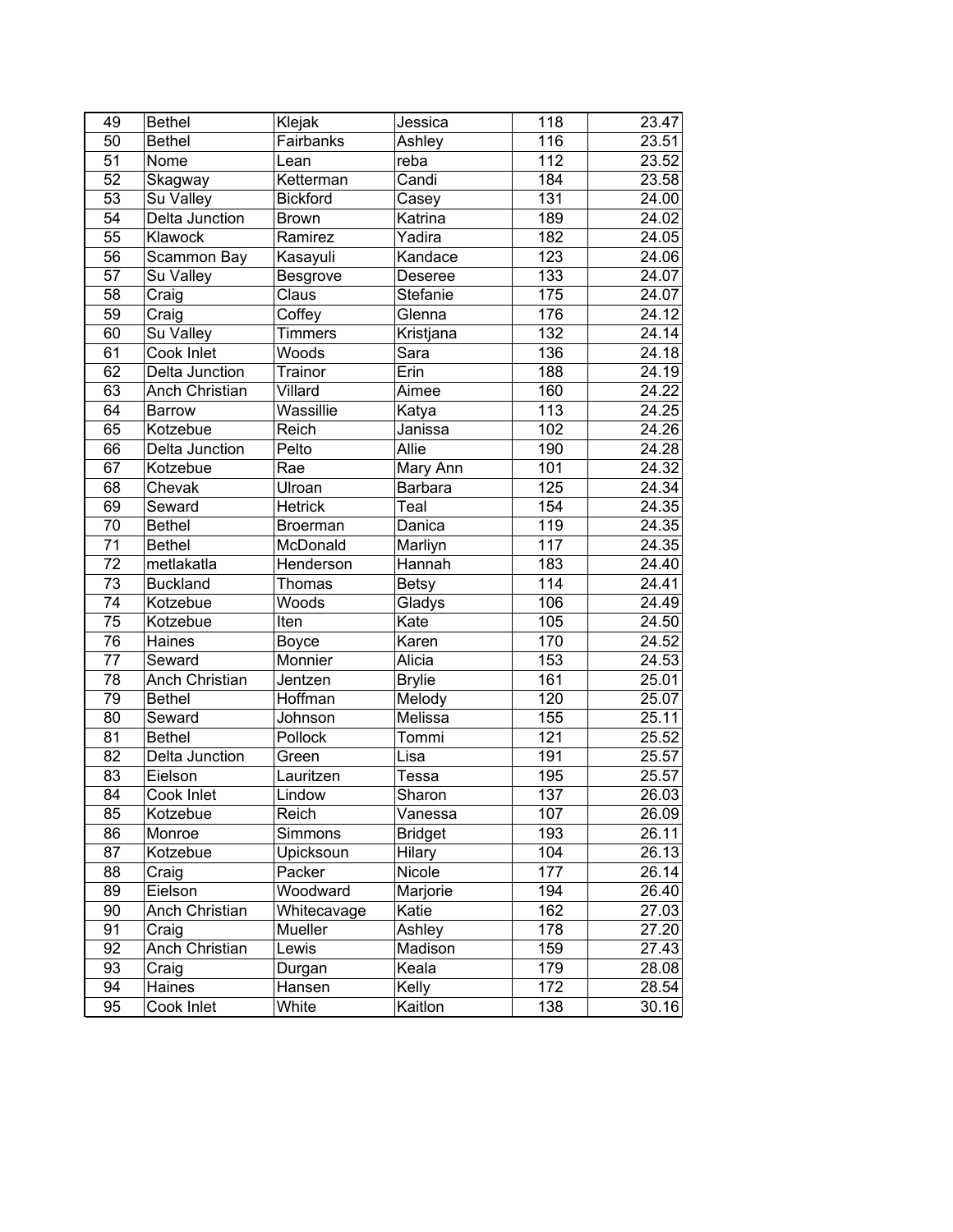| | | | | | |
|---|---|---|---|---|---|
| 49 | Bethel | Klejak | Jessica | 118 | 23.47 |
| 50 | Bethel | Fairbanks | Ashley | 116 | 23.51 |
| 51 | Nome | Lean | reba | 112 | 23.52 |
| 52 | Skagway | Ketterman | Candi | 184 | 23.58 |
| 53 | Su Valley | Bickford | Casey | 131 | 24.00 |
| 54 | Delta Junction | Brown | Katrina | 189 | 24.02 |
| 55 | Klawock | Ramirez | Yadira | 182 | 24.05 |
| 56 | Scammon Bay | Kasayuli | Kandace | 123 | 24.06 |
| 57 | Su Valley | Besgrove | Deseree | 133 | 24.07 |
| 58 | Craig | Claus | Stefanie | 175 | 24.07 |
| 59 | Craig | Coffey | Glenna | 176 | 24.12 |
| 60 | Su Valley | Timmers | Kristjana | 132 | 24.14 |
| 61 | Cook Inlet | Woods | Sara | 136 | 24.18 |
| 62 | Delta Junction | Trainor | Erin | 188 | 24.19 |
| 63 | Anch Christian | Villard | Aimee | 160 | 24.22 |
| 64 | Barrow | Wassillie | Katya | 113 | 24.25 |
| 65 | Kotzebue | Reich | Janissa | 102 | 24.26 |
| 66 | Delta Junction | Pelto | Allie | 190 | 24.28 |
| 67 | Kotzebue | Rae | Mary Ann | 101 | 24.32 |
| 68 | Chevak | Ulroan | Barbara | 125 | 24.34 |
| 69 | Seward | Hetrick | Teal | 154 | 24.35 |
| 70 | Bethel | Broerman | Danica | 119 | 24.35 |
| 71 | Bethel | McDonald | Marliyn | 117 | 24.35 |
| 72 | metlakatla | Henderson | Hannah | 183 | 24.40 |
| 73 | Buckland | Thomas | Betsy | 114 | 24.41 |
| 74 | Kotzebue | Woods | Gladys | 106 | 24.49 |
| 75 | Kotzebue | Iten | Kate | 105 | 24.50 |
| 76 | Haines | Boyce | Karen | 170 | 24.52 |
| 77 | Seward | Monnier | Alicia | 153 | 24.53 |
| 78 | Anch Christian | Jentzen | Brylie | 161 | 25.01 |
| 79 | Bethel | Hoffman | Melody | 120 | 25.07 |
| 80 | Seward | Johnson | Melissa | 155 | 25.11 |
| 81 | Bethel | Pollock | Tommi | 121 | 25.52 |
| 82 | Delta Junction | Green | Lisa | 191 | 25.57 |
| 83 | Eielson | Lauritzen | Tessa | 195 | 25.57 |
| 84 | Cook Inlet | Lindow | Sharon | 137 | 26.03 |
| 85 | Kotzebue | Reich | Vanessa | 107 | 26.09 |
| 86 | Monroe | Simmons | Bridget | 193 | 26.11 |
| 87 | Kotzebue | Upicksoun | Hilary | 104 | 26.13 |
| 88 | Craig | Packer | Nicole | 177 | 26.14 |
| 89 | Eielson | Woodward | Marjorie | 194 | 26.40 |
| 90 | Anch Christian | Whitecavage | Katie | 162 | 27.03 |
| 91 | Craig | Mueller | Ashley | 178 | 27.20 |
| 92 | Anch Christian | Lewis | Madison | 159 | 27.43 |
| 93 | Craig | Durgan | Keala | 179 | 28.08 |
| 94 | Haines | Hansen | Kelly | 172 | 28.54 |
| 95 | Cook Inlet | White | Kaitlon | 138 | 30.16 |